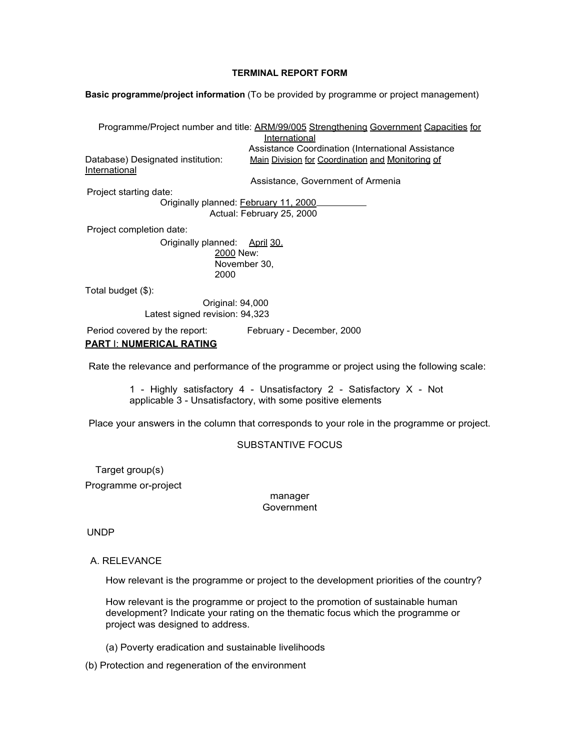**TERMINAL REPORT FORM**

**Basic programme/project information** (To be provided by programme or project management)

Programme/Project number and title: ARM/99/005 Strengthening Government Capacities for International Assistance Coordination (International Assistance Database)

Designated institution: Main Division for Coordination and Monitoring of International Assistance, Government of Armenia

Project starting date:

Originally planned: February 11, 2000

Actual: February 25, 2000

Project completion date:

Originally planned: April 30. 2000

New: November 30, 2000

Total budget ($):

Original: 94,000

Latest signed revision: 94,323

Period covered by the report: February - December, 2000

**PART I: NUMERICAL RATING**

Rate the relevance and performance of the programme or project using the following scale:

1 - Highly satisfactory
2 - Satisfactory
3 - Unsatisfactory, with some positive elements
4 - Unsatisfactory
X - Not applicable

Place your answers in the column that corresponds to your role in the programme or project.

| SUBSTANTIVE FOCUS | Target group(s) | Programme or project manager | Government | UNDP |
| --- | --- | --- | --- | --- |
| A. RELEVANCE | | | | |
| How relevant is the programme or project to the development priorities of the country? | | | | |
| How relevant is the programme or project to the promotion of sustainable human development? Indicate your rating on the thematic focus which the programme or project was designed to address. | | | | |
| (a) Poverty eradication and sustainable livelihoods | | | | |
| (b) Protection and regeneration of the environment | | | | |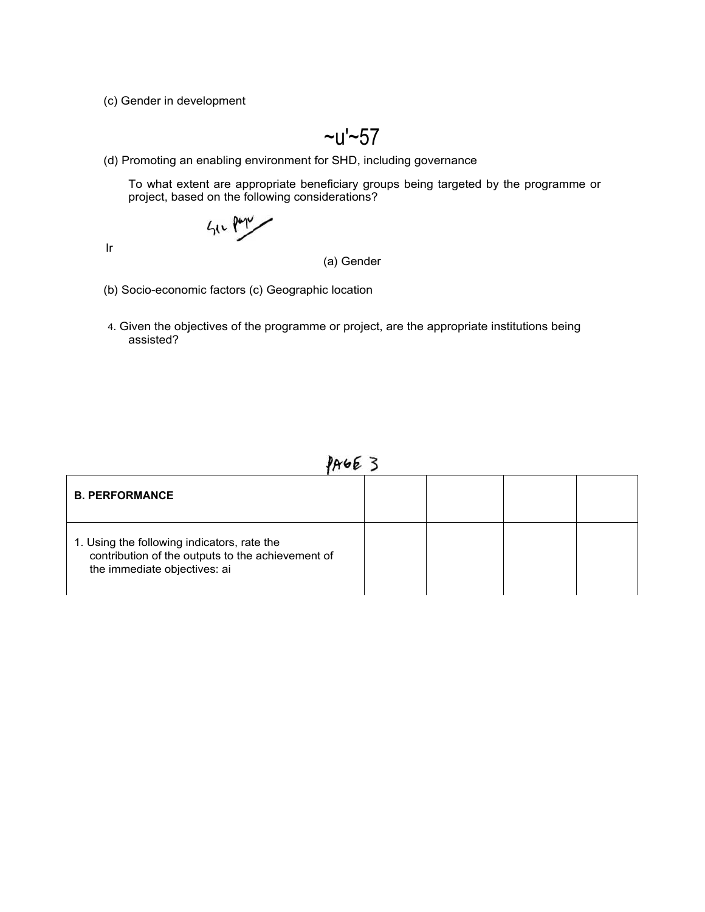(c) Gender in development

~u'~57

(d) Promoting an enabling environment for SHD, including governance

To what extent are appropriate beneficiary groups being targeted by the programme or project, based on the following considerations?

See page

Ir

(a) Gender

(b) Socio-economic factors (c) Geographic location

4. Given the objectives of the programme or project, are the appropriate institutions being assisted?

PAGE 3

| B. PERFORMANCE | | | | |
|---|---|---|---|---|
| 1. Using the following indicators, rate the contribution of the outputs to the achievement of the immediate objectives: ai | | | | |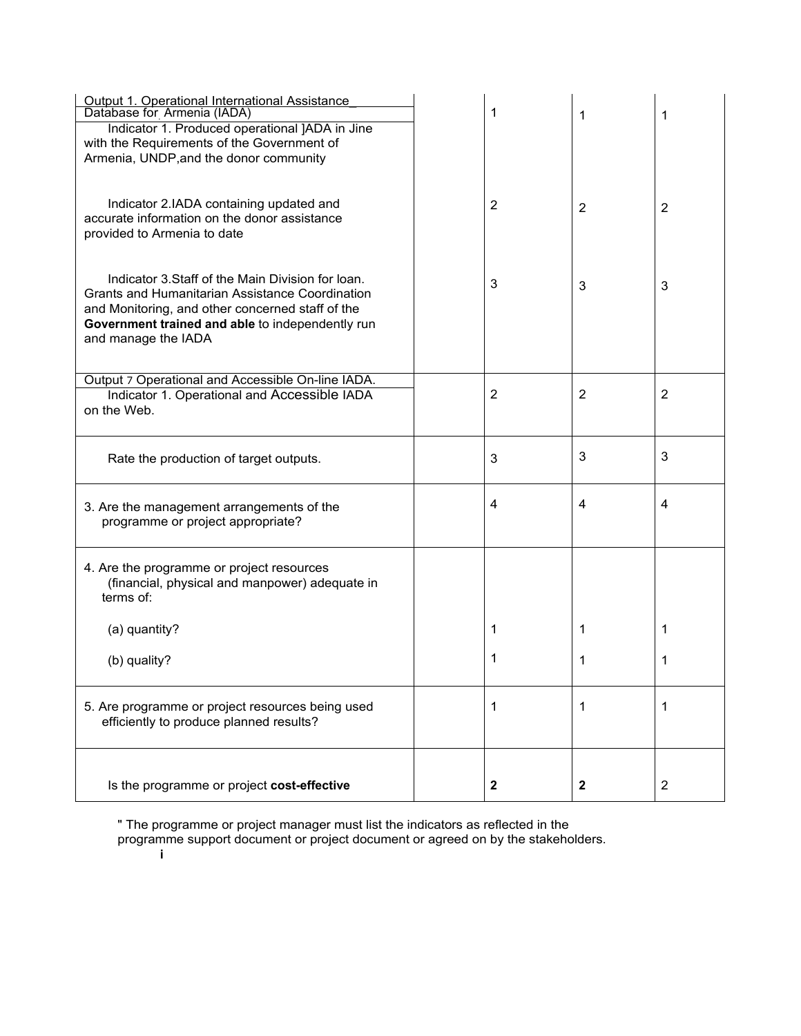| | | | | |
|---|---|---|---|---|
| Output 1. Operational International Assistance_ Database for Armenia (IADA)<br>Indicator 1. Produced operational ]ADA in Jine with the Requirements of the Government of Armenia, UNDP,and the donor community | | 1 | 1 | 1 |
| Indicator 2.IADA containing updated and accurate information on the donor assistance provided to Armenia to date | | 2 | 2 | 2 |
| Indicator 3.Staff of the Main Division for loan. Grants and Humanitarian Assistance Coordination and Monitoring, and other concerned staff of the **Government trained and able** to independently run and manage the IADA | | 3 | 3 | 3 |
| Output 7 Operational and Accessible On-line IADA.<br>Indicator 1. Operational and Accessible IADA on the Web. | | 2 | 2 | 2 |
| Rate the production of target outputs. | | 3 | 3 | 3 |
| 3. Are the management arrangements of the programme or project appropriate? | | 4 | 4 | 4 |
| 4. Are the programme or project resources (financial, physical and manpower) adequate in terms of: | | | | |
| (a) quantity? | | 1 | 1 | 1 |
| (b) quality? | | 1 | 1 | 1 |
| 5. Are programme or project resources being used efficiently to produce planned results? | | 1 | 1 | 1 |
| Is the programme or project **cost-effective** | | **2** | **2** | 2 |

" The programme or project manager must list the indicators as reflected in the programme support document or project document or agreed on by the stakeholders.

**i**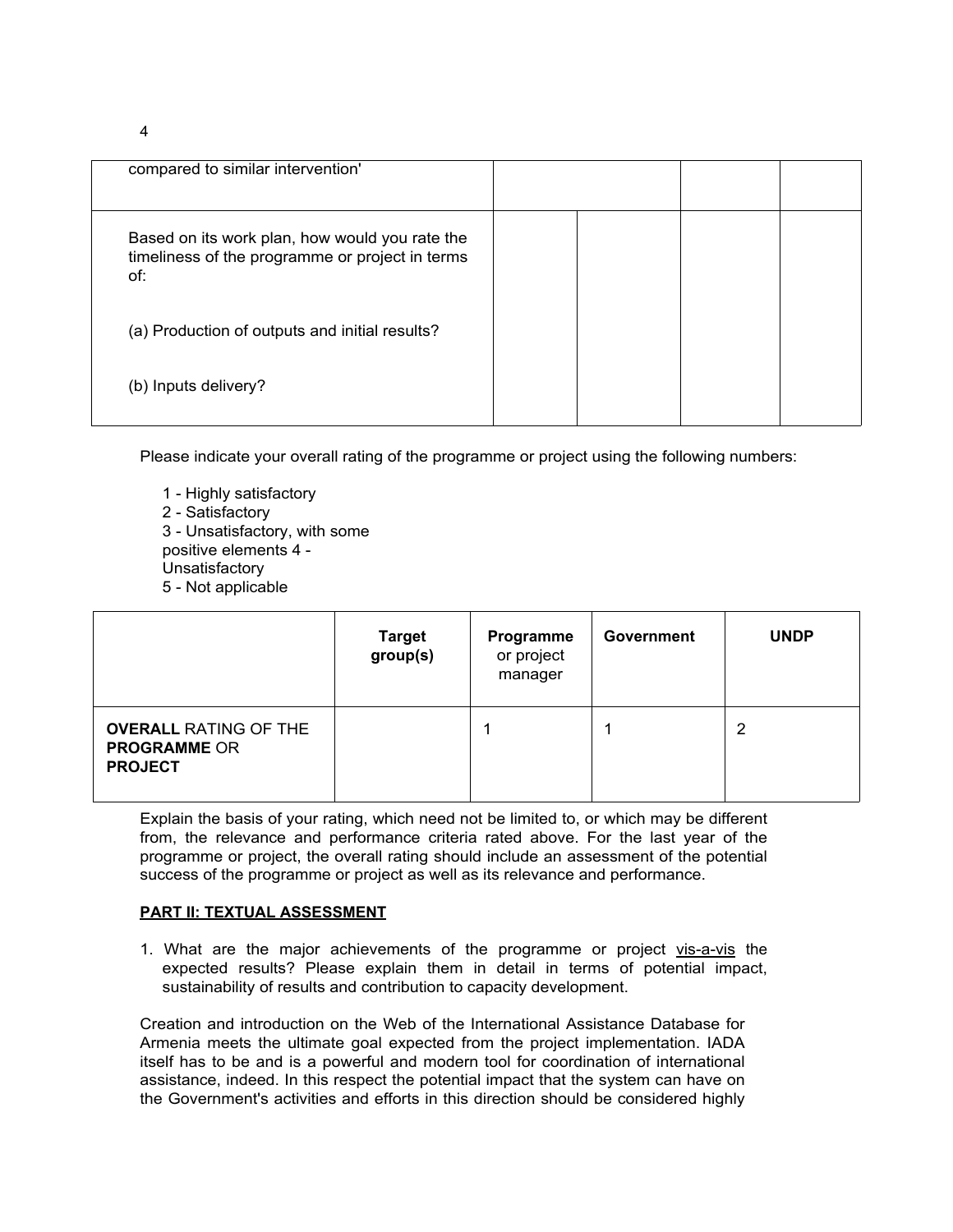| compared to similar intervention' | | | |
|---|---|---|---|
| Based on its work plan, how would you rate the timeliness of the programme or project in terms of:<br><br>(a) Production of outputs and initial results?<br><br>(b) Inputs delivery? | | | | |

Please indicate your overall rating of the programme or project using the following numbers:

1 - Highly satisfactory
2 - Satisfactory
3 - Unsatisfactory, with some positive elements
4 - Unsatisfactory
5 - Not applicable

| | **Target group(s)** | **Programme** or project manager | **Government** | **UNDP** |
|---|---|---|---|---|
| **OVERALL** RATING OF THE **PROGRAMME** OR **PROJECT** | | 1 | 1 | 2 |

Explain the basis of your rating, which need not be limited to, or which may be different from, the relevance and performance criteria rated above. For the last year of the programme or project, the overall rating should include an assessment of the potential success of the programme or project as well as its relevance and performance.

**PART II: TEXTUAL ASSESSMENT**

1. What are the major achievements of the programme or project vis-a-vis the expected results? Please explain them in detail in terms of potential impact, sustainability of results and contribution to capacity development.

Creation and introduction on the Web of the International Assistance Database for Armenia meets the ultimate goal expected from the project implementation. IADA itself has to be and is a powerful and modern tool for coordination of international assistance, indeed. In this respect the potential impact that the system can have on the Government's activities and efforts in this direction should be considered highly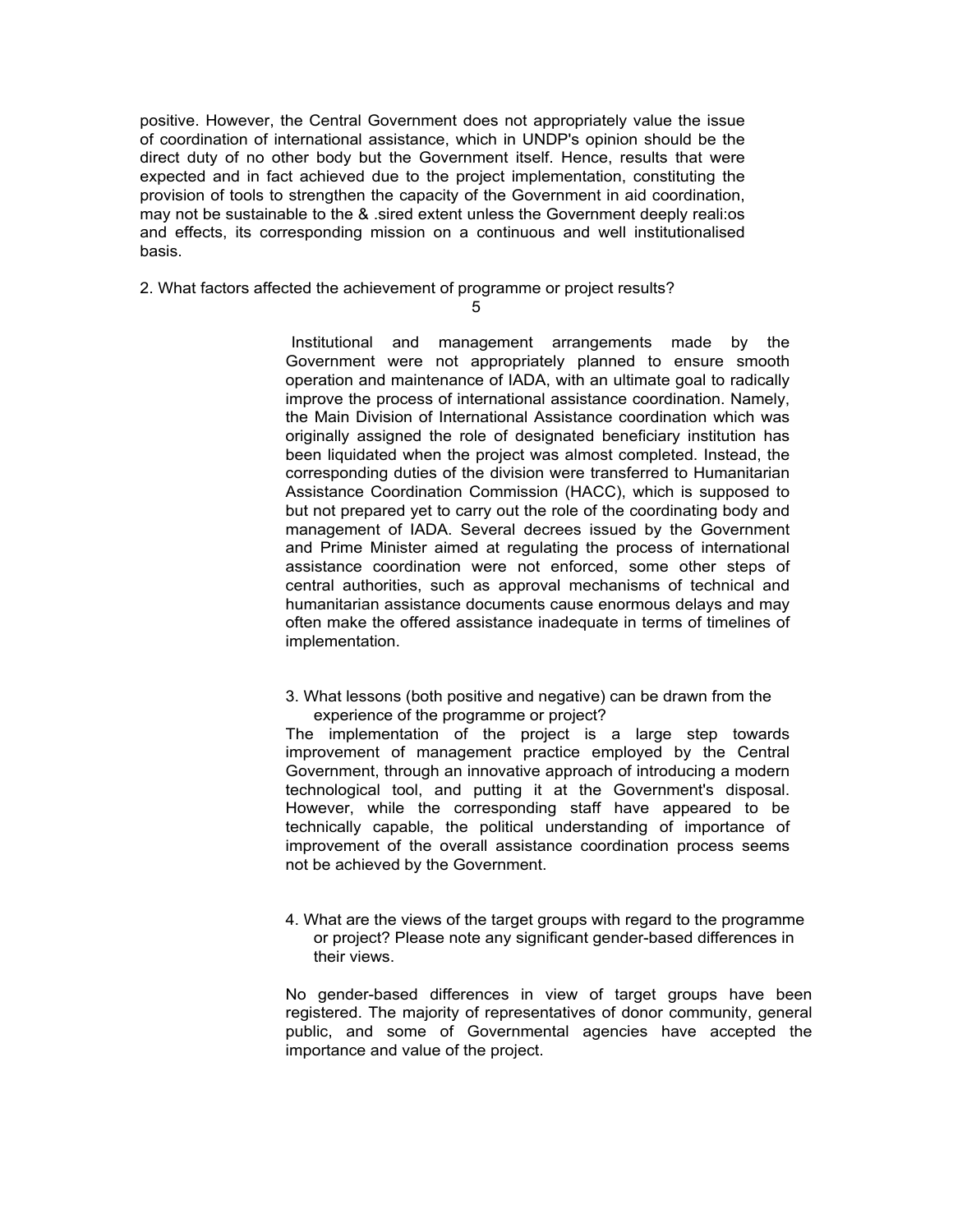positive. However, the Central Government does not appropriately value the issue of coordination of international assistance, which in UNDP's opinion should be the direct duty of no other body but the Government itself. Hence, results that were expected and in fact achieved due to the project implementation, constituting the provision of tools to strengthen the capacity of the Government in aid coordination, may not be sustainable to the & .sired extent unless the Government deeply reali:os and effects, its corresponding mission on a continuous and well institutionalised basis.

2. What factors affected the achievement of programme or project results?

Institutional and management arrangements made by the Government were not appropriately planned to ensure smooth operation and maintenance of IADA, with an ultimate goal to radically improve the process of international assistance coordination. Namely, the Main Division of International Assistance coordination which was originally assigned the role of designated beneficiary institution has been liquidated when the project was almost completed. Instead, the corresponding duties of the division were transferred to Humanitarian Assistance Coordination Commission (HACC), which is supposed to but not prepared yet to carry out the role of the coordinating body and management of IADA. Several decrees issued by the Government and Prime Minister aimed at regulating the process of international assistance coordination were not enforced, some other steps of central authorities, such as approval mechanisms of technical and humanitarian assistance documents cause enormous delays and may often make the offered assistance inadequate in terms of timelines of implementation.

3. What lessons (both positive and negative) can be drawn from the experience of the programme or project?

The implementation of the project is a large step towards improvement of management practice employed by the Central Government, through an innovative approach of introducing a modern technological tool, and putting it at the Government's disposal. However, while the corresponding staff have appeared to be technically capable, the political understanding of importance of improvement of the overall assistance coordination process seems not be achieved by the Government.

4. What are the views of the target groups with regard to the programme or project? Please note any significant gender-based differences in their views.

No gender-based differences in view of target groups have been registered. The majority of representatives of donor community, general public, and some of Governmental agencies have accepted the importance and value of the project.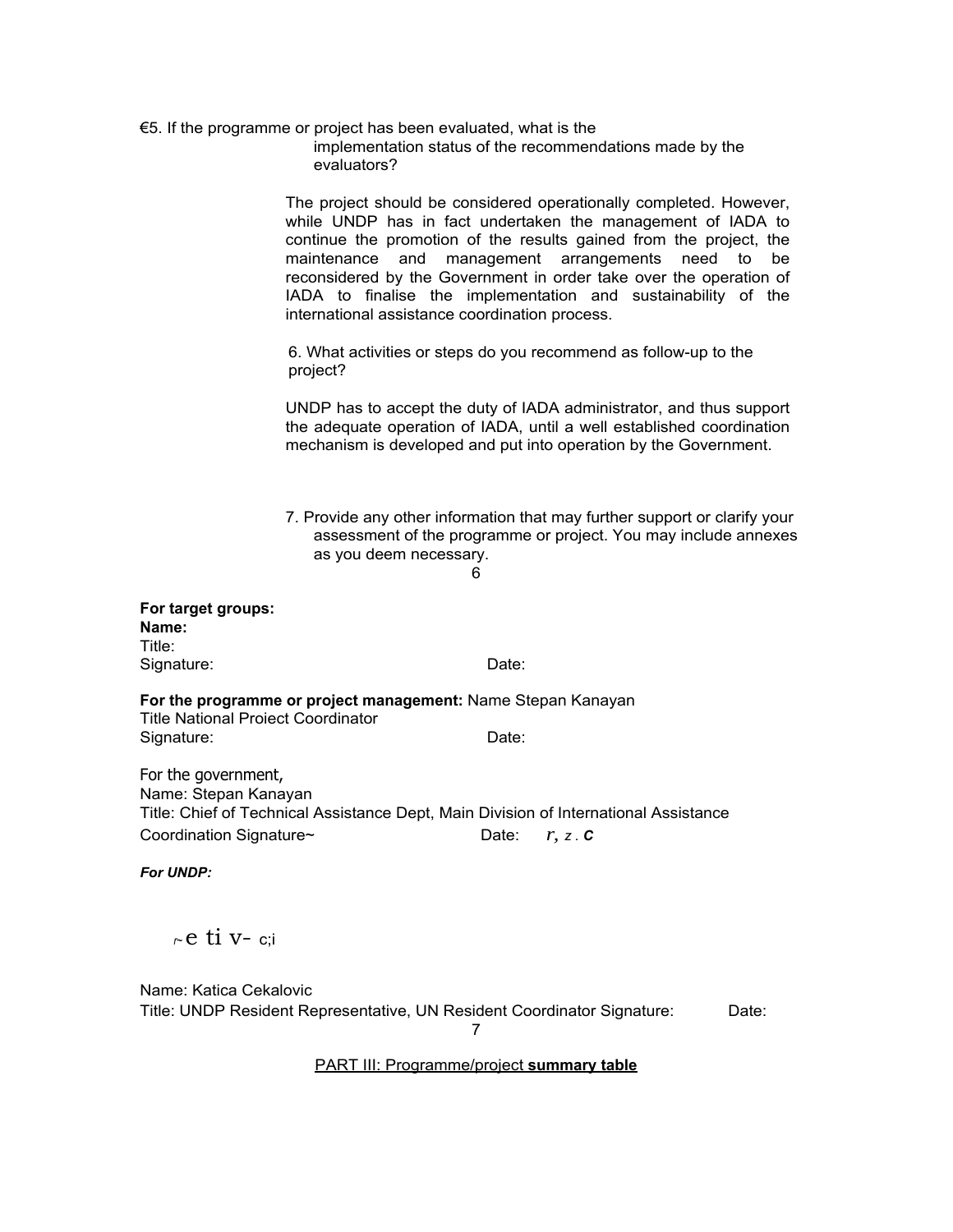€5. If the programme or project has been evaluated, what is the implementation status of the recommendations made by the evaluators?

The project should be considered operationally completed. However, while UNDP has in fact undertaken the management of IADA to continue the promotion of the results gained from the project, the maintenance and management arrangements need to be reconsidered by the Government in order take over the operation of IADA to finalise the implementation and sustainability of the international assistance coordination process.

6. What activities or steps do you recommend as follow-up to the project?

UNDP has to accept the duty of IADA administrator, and thus support the adequate operation of IADA, until a well established coordination mechanism is developed and put into operation by the Government.

7. Provide any other information that may further support or clarify your assessment of the programme or project. You may include annexes as you deem necessary.

**For target groups:**
**Name:**
Title:
Signature: Date:

**For the programme or project management:** Name Stepan Kanayan
Title National Proiect Coordinator
Signature: Date:

For the government,
Name: Stepan Kanayan
Title: Chief of Technical Assistance Dept, Main Division of International Assistance Coordination Signature~ Date: r, z . c

***For UNDP:***

~e ti v- c;i

Name: Katica Cekalovic
Title: UNDP Resident Representative, UN Resident Coordinator Signature: Date:

PART III: Programme/project **summary table**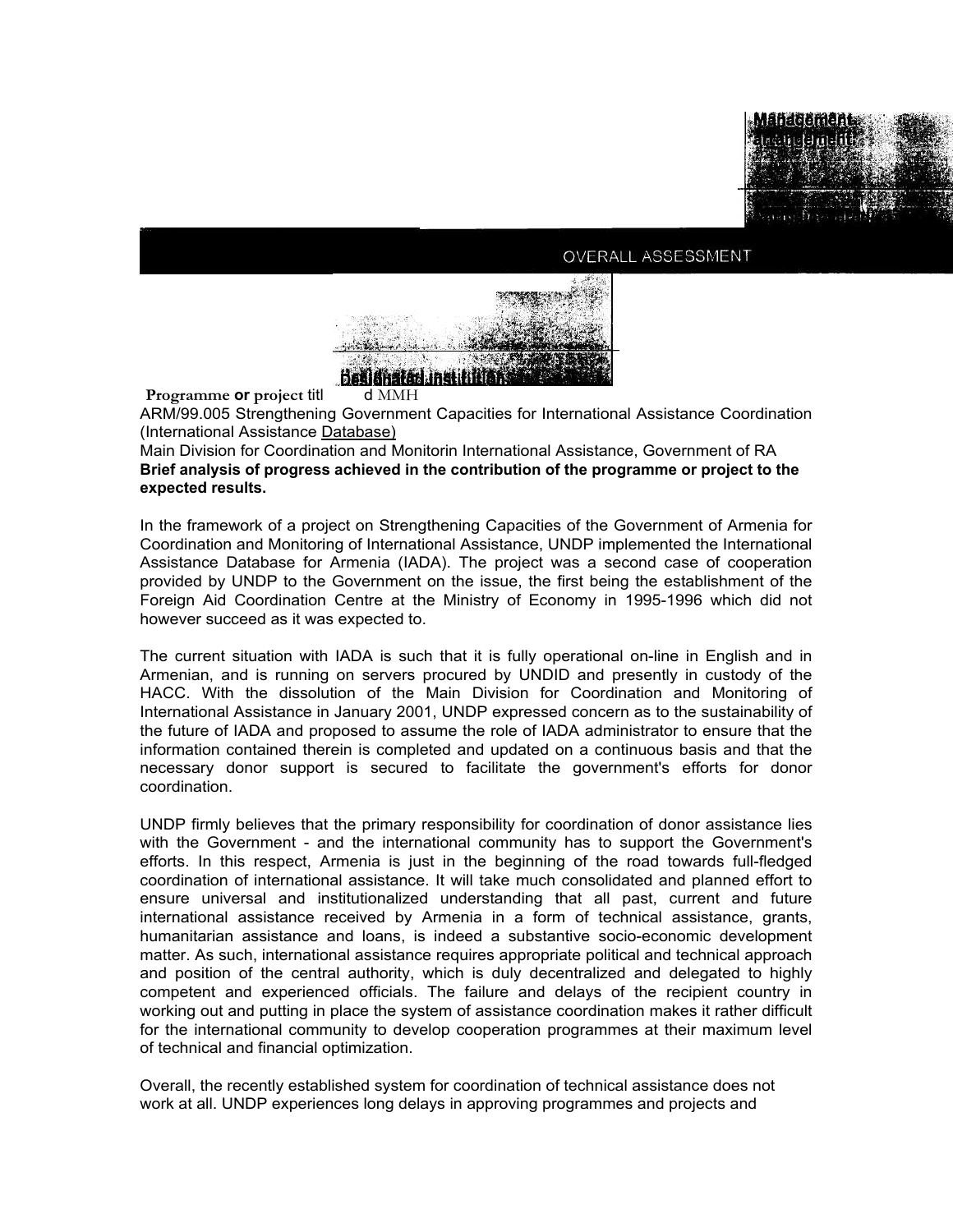Management arrangement

## OVERALL ASSESSMENT

Designated institution

**Programme or project titl d** MMH

ARM/99.005 Strengthening Government Capacities for International Assistance Coordination (International Assistance Database)

Main Division for Coordination and Monitorin International Assistance, Government of RA

**Brief analysis of progress achieved in the contribution of the programme or project to the expected results.**

In the framework of a project on Strengthening Capacities of the Government of Armenia for Coordination and Monitoring of International Assistance, UNDP implemented the International Assistance Database for Armenia (IADA). The project was a second case of cooperation provided by UNDP to the Government on the issue, the first being the establishment of the Foreign Aid Coordination Centre at the Ministry of Economy in 1995-1996 which did not however succeed as it was expected to.

The current situation with IADA is such that it is fully operational on-line in English and in Armenian, and is running on servers procured by UNDID and presently in custody of the HACC. With the dissolution of the Main Division for Coordination and Monitoring of International Assistance in January 2001, UNDP expressed concern as to the sustainability of the future of IADA and proposed to assume the role of IADA administrator to ensure that the information contained therein is completed and updated on a continuous basis and that the necessary donor support is secured to facilitate the government's efforts for donor coordination.

UNDP firmly believes that the primary responsibility for coordination of donor assistance lies with the Government - and the international community has to support the Government's efforts. In this respect, Armenia is just in the beginning of the road towards full-fledged coordination of international assistance. It will take much consolidated and planned effort to ensure universal and institutionalized understanding that all past, current and future international assistance received by Armenia in a form of technical assistance, grants, humanitarian assistance and loans, is indeed a substantive socio-economic development matter. As such, international assistance requires appropriate political and technical approach and position of the central authority, which is duly decentralized and delegated to highly competent and experienced officials. The failure and delays of the recipient country in working out and putting in place the system of assistance coordination makes it rather difficult for the international community to develop cooperation programmes at their maximum level of technical and financial optimization.

Overall, the recently established system for coordination of technical assistance does not work at all. UNDP experiences long delays in approving programmes and projects and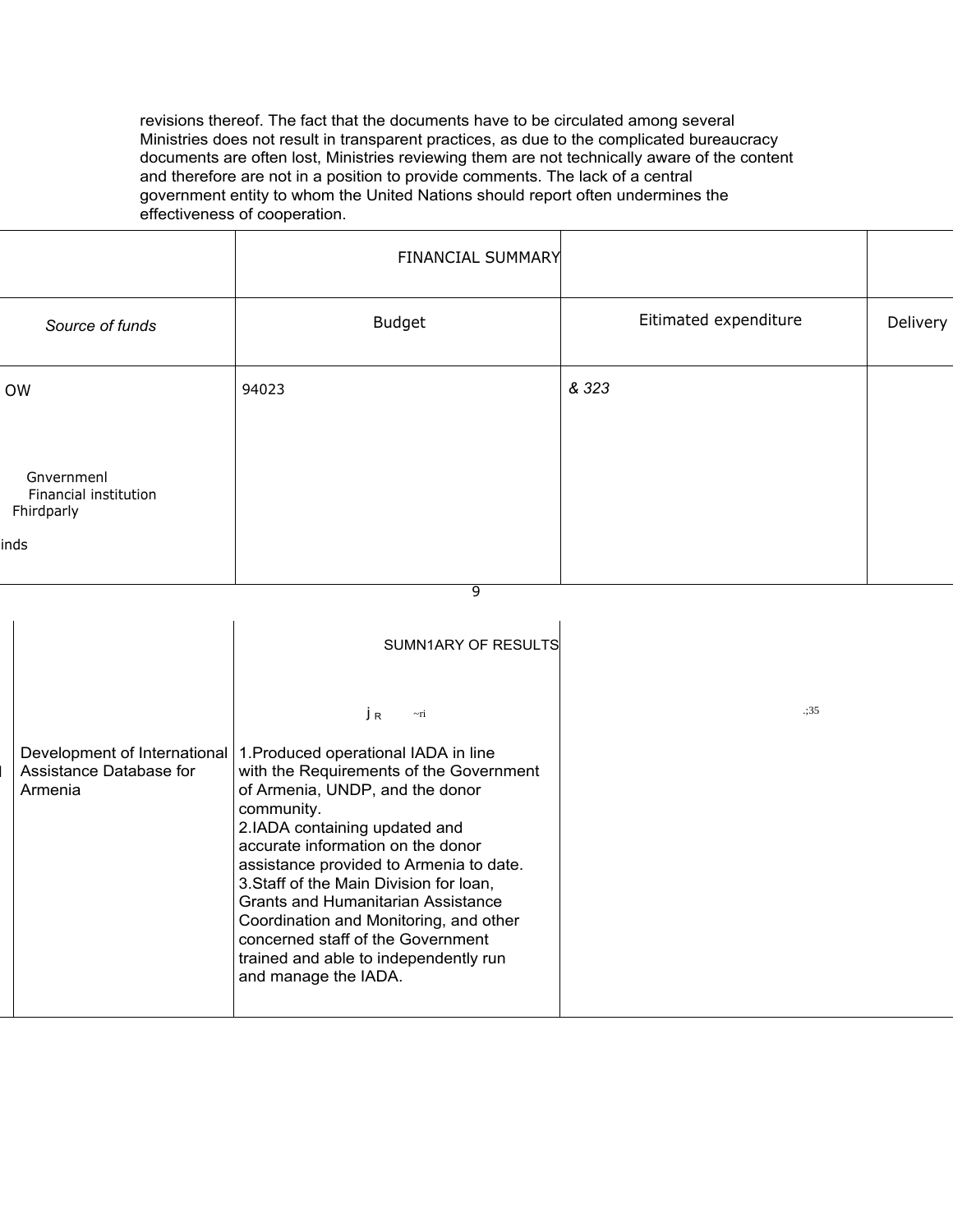revisions thereof. The fact that the documents have to be circulated among several Ministries does not result in transparent practices, as due to the complicated bureaucracy documents are often lost, Ministries reviewing them are not technically aware of the content and therefore are not in a position to provide comments. The lack of a central government entity to whom the United Nations should report often undermines the effectiveness of cooperation.

| | FINANCIAL SUMMARY | | |
|---|---|---|---|
| *Source of funds* | Budget | Eitimated expenditure | Delivery |
| OW | 94023 | *& 323* | |
| Gnvernmenl<br>Financial institution<br>Fhirdparly<br><br>inds | | | |

| | SUMN1ARY OF RESULTS | |
|---|---|---|
| | j R ~ri | .;35 |
| Development of International Assistance Database for Armenia | 1.Produced operational IADA in line with the Requirements of the Government of Armenia, UNDP, and the donor community.<br>2.IADA containing updated and accurate information on the donor assistance provided to Armenia to date.<br>3.Staff of the Main Division for loan, Grants and Humanitarian Assistance Coordination and Monitoring, and other concerned staff of the Government trained and able to independently run and manage the IADA. | |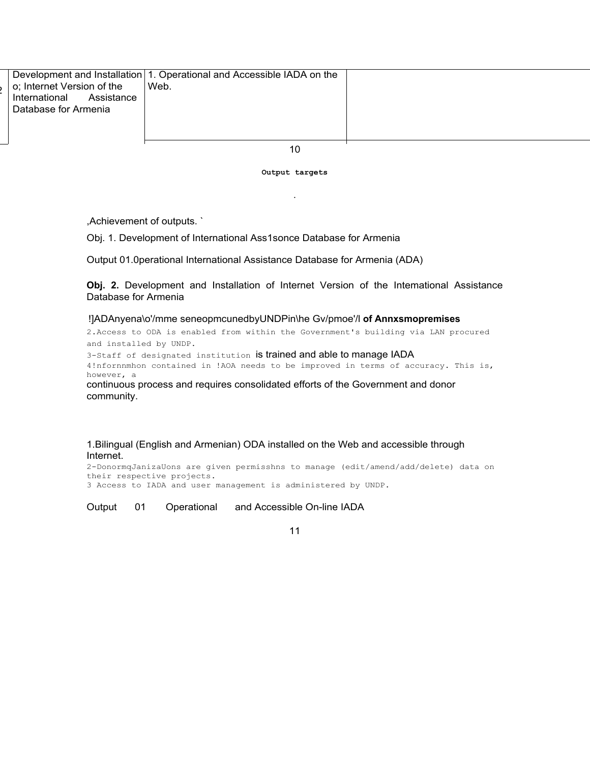| | | | |
|---|---|---|---|
| 2 | Development and Installation o; Internet Version of the International Assistance Database for Armenia | 1. Operational and Accessible IADA on the Web. | |

**Output targets**

.

,Achievement of outputs. `

Obj. 1. Development of International Ass1sonce Database for Armenia

Output 01.0perational International Assistance Database for Armenia (ADA)

**Obj. 2.** Development and Installation of Internet Version of the Intemational Assistance Database for Armenia

!]ADAnyena\o'/mme seneopmcunedbyUNDPin\he Gv/pmoe'/l **of Annxsmopremises**

2.Access to ODA is enabled from within the Government's building via LAN procured and installed by UNDP.

3-Staff of designated institution is trained and able to manage IADA

4!nfornnmhon contained in !AOA needs to be improved in terms of accuracy. This is, however, a continuous process and requires consolidated efforts of the Government and donor community.

1.Bilingual (English and Armenian) ODA installed on the Web and accessible through Internet.

2-DonormqJanizaUons are given permisshns to manage (edit/amend/add/delete) data on their respective projects.

3 Access to IADA and user management is administered by UNDP.

Output 01 Operational and Accessible On-line IADA